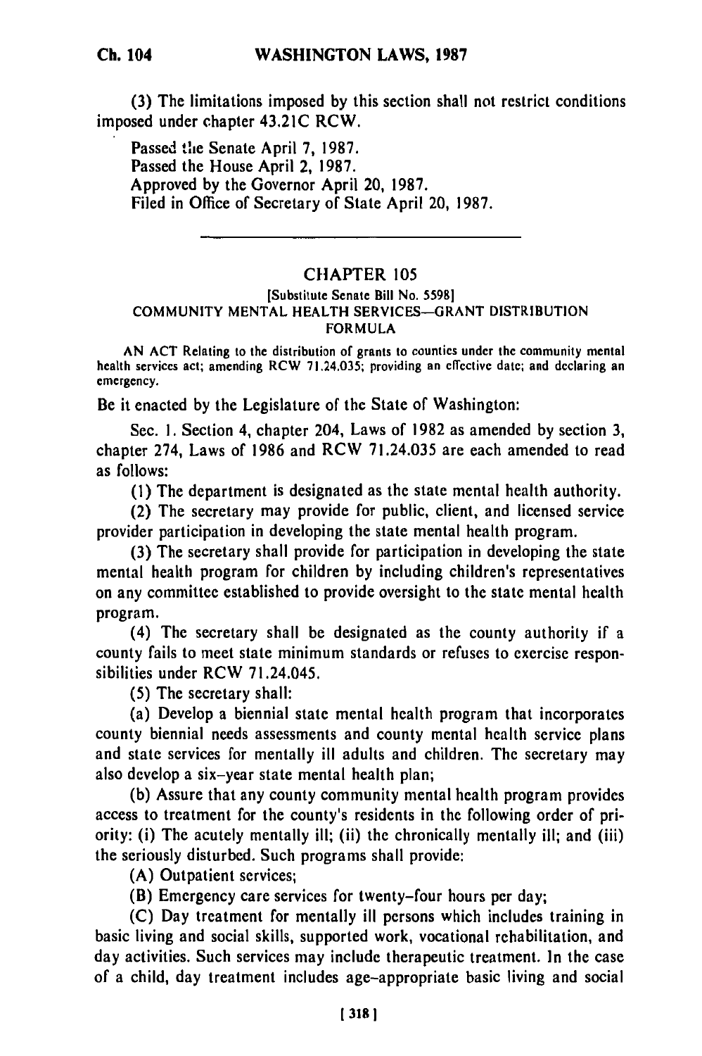(3) The limitations imposed by this section shall not restrict conditions imposed under chapter 43.21C RCW.

Passed the Senate April 7, 1987.
Passed the House April 2, 1987.
Approved by the Governor April 20, 1987.
Filed in Office of Secretary of State April 20, 1987.

---

## CHAPTER 105

[Substitute Senate Bill No. 5598]

### COMMUNITY MENTAL HEALTH SERVICES—GRANT DISTRIBUTION FORMULA

AN ACT Relating to the distribution of grants to counties under the community mental health services act; amending RCW 71.24.035; providing an effective date; and declaring an emergency.

Be it enacted by the Legislature of the State of Washington:

Sec. 1. Section 4, chapter 204, Laws of 1982 as amended by section 3, chapter 274, Laws of 1986 and RCW 71.24.035 are each amended to read as follows:

(1) The department is designated as the state mental health authority.

(2) The secretary may provide for public, client, and licensed service provider participation in developing the state mental health program.

(3) The secretary shall provide for participation in developing the state mental health program for children by including children's representatives on any committee established to provide oversight to the state mental health program.

(4) The secretary shall be designated as the county authority if a county fails to meet state minimum standards or refuses to exercise responsibilities under RCW 71.24.045.

(5) The secretary shall:

(a) Develop a biennial state mental health program that incorporates county biennial needs assessments and county mental health service plans and state services for mentally ill adults and children. The secretary may also develop a six-year state mental health plan;

(b) Assure that any county community mental health program provides access to treatment for the county's residents in the following order of priority: (i) The acutely mentally ill; (ii) the chronically mentally ill; and (iii) the seriously disturbed. Such programs shall provide:

(A) Outpatient services;

(B) Emergency care services for twenty-four hours per day;

(C) Day treatment for mentally ill persons which includes training in basic living and social skills, supported work, vocational rehabilitation, and day activities. Such services may include therapeutic treatment. In the case of a child, day treatment includes age-appropriate basic living and social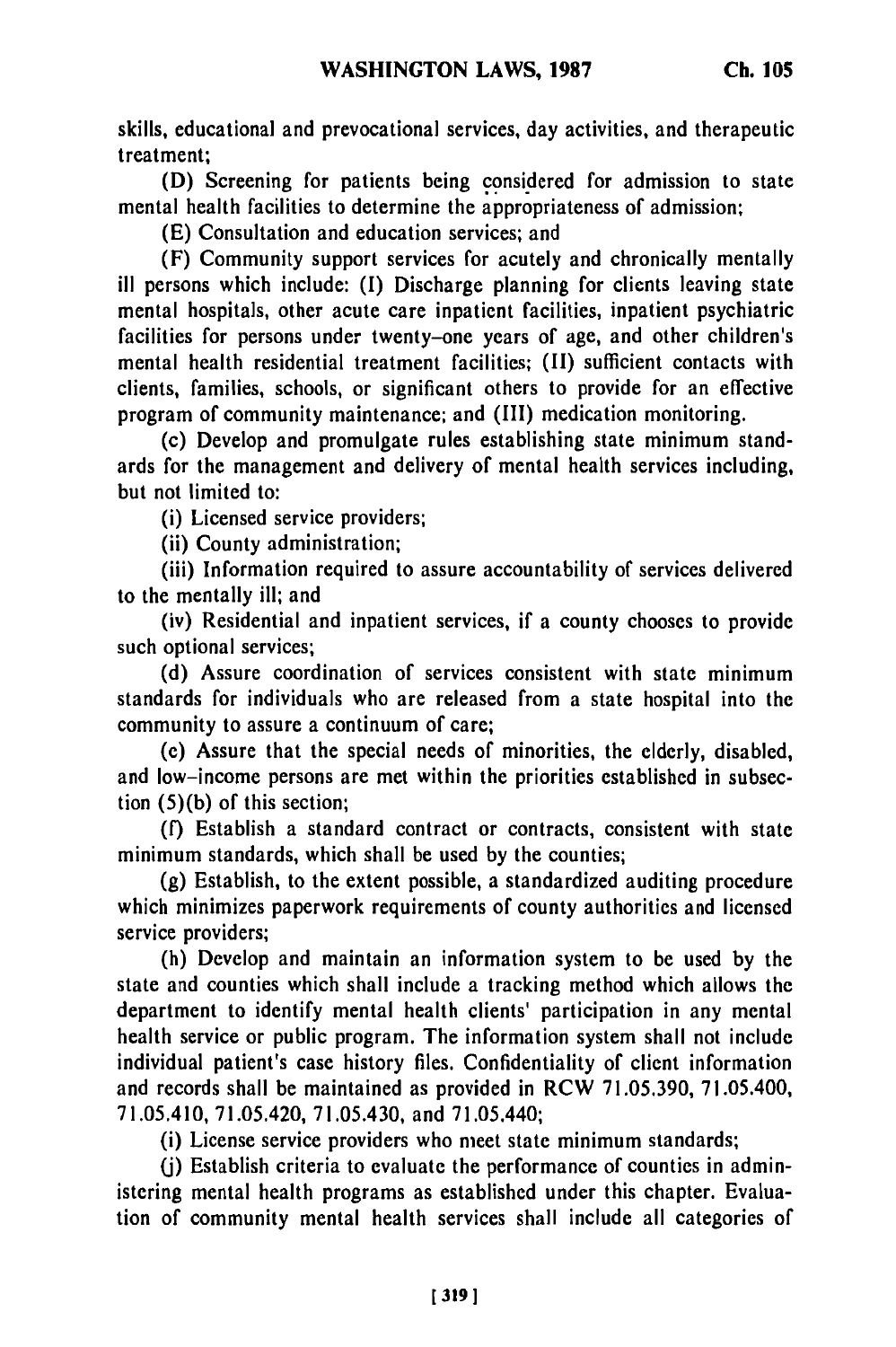skills, educational and prevocational services, day activities, and therapeutic treatment;

(D) Screening for patients being considered for admission to state mental health facilities to determine the appropriateness of admission;

(E) Consultation and education services; and

(F) Community support services for acutely and chronically mentally ill persons which include: (I) Discharge planning for clients leaving state mental hospitals, other acute care inpatient facilities, inpatient psychiatric facilities for persons under twenty-one years of age, and other children's mental health residential treatment facilities; (II) sufficient contacts with clients, families, schools, or significant others to provide for an effective program of community maintenance; and (III) medication monitoring.

(c) Develop and promulgate rules establishing state minimum standards for the management and delivery of mental health services including, but not limited to:

(i) Licensed service providers;

(ii) County administration;

(iii) Information required to assure accountability of services delivered to the mentally ill; and

(iv) Residential and inpatient services, if a county chooses to provide such optional services;

(d) Assure coordination of services consistent with state minimum standards for individuals who are released from a state hospital into the community to assure a continuum of care;

(e) Assure that the special needs of minorities, the elderly, disabled, and low-income persons are met within the priorities established in subsection (5)(b) of this section;

(f) Establish a standard contract or contracts, consistent with state minimum standards, which shall be used by the counties;

(g) Establish, to the extent possible, a standardized auditing procedure which minimizes paperwork requirements of county authorities and licensed service providers;

(h) Develop and maintain an information system to be used by the state and counties which shall include a tracking method which allows the department to identify mental health clients' participation in any mental health service or public program. The information system shall not include individual patient's case history files. Confidentiality of client information and records shall be maintained as provided in RCW 71.05.390, 71.05.400, 71.05.410, 71.05.420, 71.05.430, and 71.05.440;

(i) License service providers who meet state minimum standards;

(j) Establish criteria to evaluate the performance of counties in administering mental health programs as established under this chapter. Evaluation of community mental health services shall include all categories of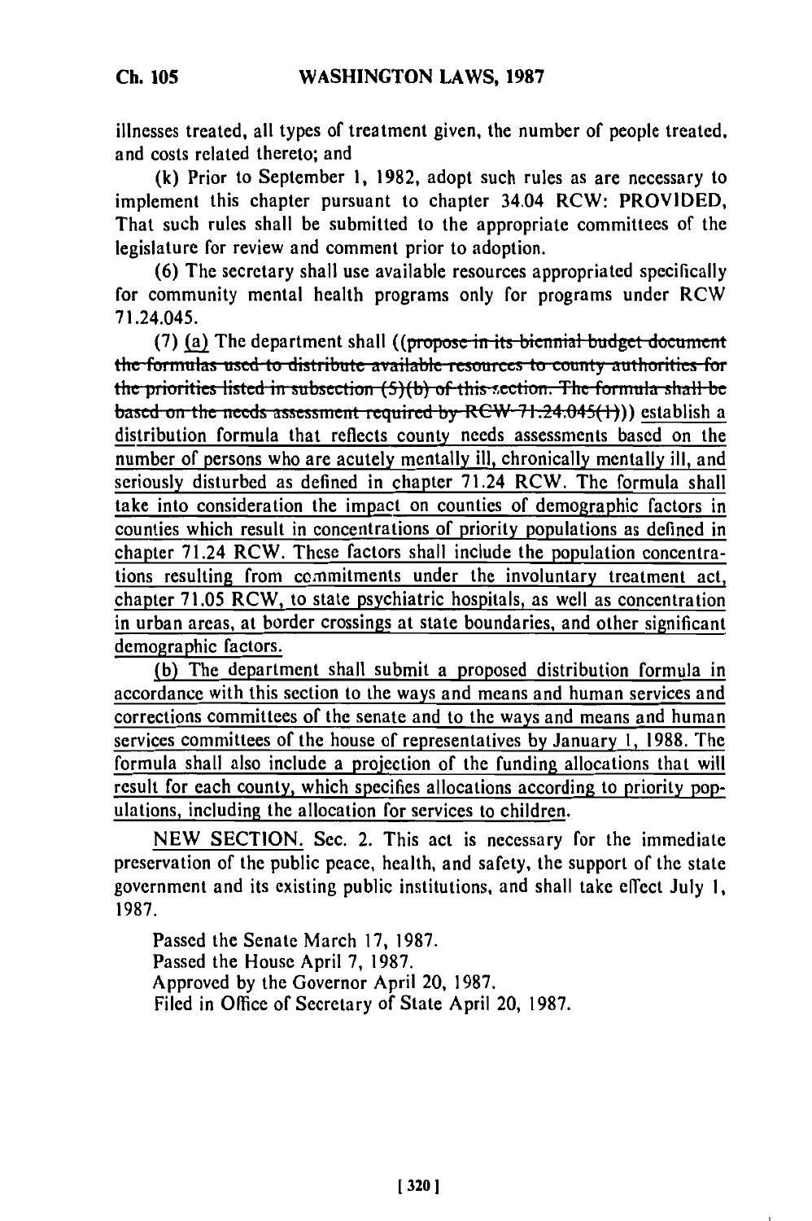illnesses treated, all types of treatment given, the number of people treated, and costs related thereto; and

(k) Prior to September 1, 1982, adopt such rules as are necessary to implement this chapter pursuant to chapter 34.04 RCW: PROVIDED, That such rules shall be submitted to the appropriate committees of the legislature for review and comment prior to adoption.

(6) The secretary shall use available resources appropriated specifically for community mental health programs only for programs under RCW 71.24.045.

(7) (a) The department shall ((~~propose in its biennial budget document the formulas used to distribute available resources to county authorities for the priorities listed in subsection (5)(b) of this section. The formula shall be based on the needs assessment required by RCW 71.24.045(1)~~)) establish a distribution formula that reflects county needs assessments based on the number of persons who are acutely mentally ill, chronically mentally ill, and seriously disturbed as defined in chapter 71.24 RCW. The formula shall take into consideration the impact on counties of demographic factors in counties which result in concentrations of priority populations as defined in chapter 71.24 RCW. These factors shall include the population concentrations resulting from commitments under the involuntary treatment act, chapter 71.05 RCW, to state psychiatric hospitals, as well as concentration in urban areas, at border crossings at state boundaries, and other significant demographic factors.

(b) The department shall submit a proposed distribution formula in accordance with this section to the ways and means and human services and corrections committees of the senate and to the ways and means and human services committees of the house of representatives by January 1, 1988. The formula shall also include a projection of the funding allocations that will result for each county, which specifies allocations according to priority populations, including the allocation for services to children.

NEW SECTION. Sec. 2. This act is necessary for the immediate preservation of the public peace, health, and safety, the support of the state government and its existing public institutions, and shall take effect July 1, 1987.

Passed the Senate March 17, 1987.
Passed the House April 7, 1987.
Approved by the Governor April 20, 1987.
Filed in Office of Secretary of State April 20, 1987.